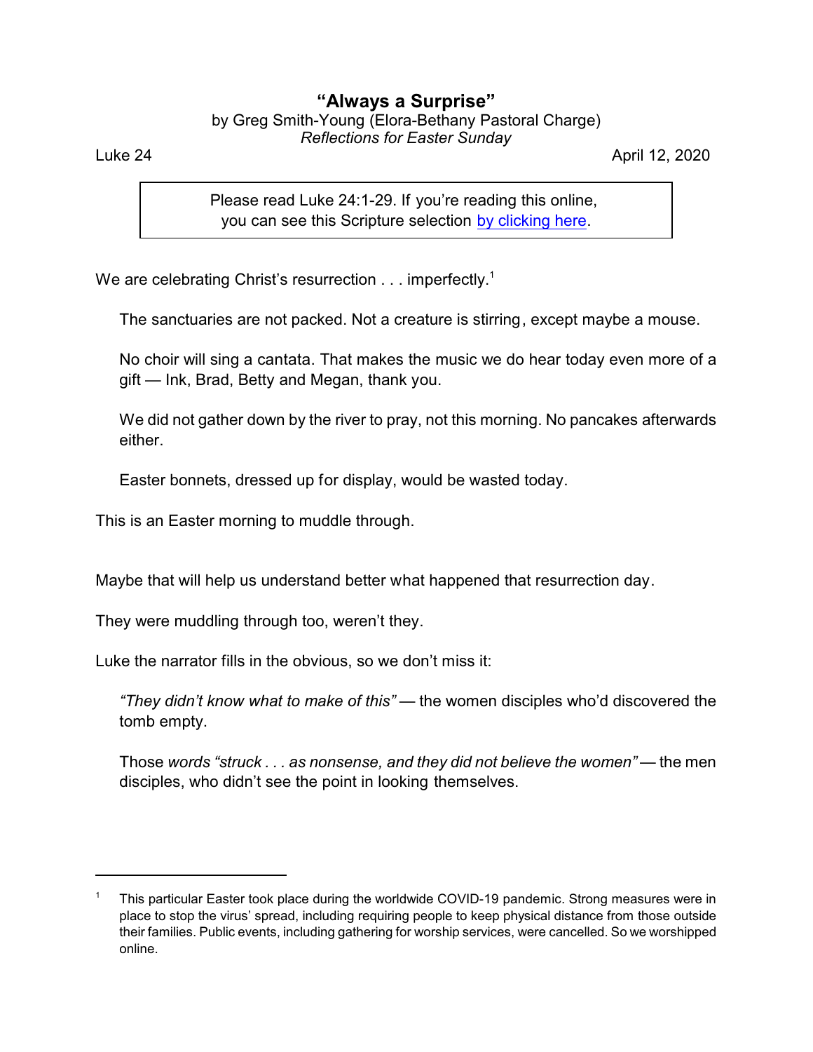# "Always a Surprise"

by Greg Smith-Young (Elora-Bethany Pastoral Charge)
*Reflections for Easter Sunday*

Luke 24 April 12, 2020

> Please read Luke 24:1-29. If you're reading this online, you can see this Scripture selection by clicking here.

We are celebrating Christ's resurrection . . . imperfectly.[1]

> The sanctuaries are not packed. Not a creature is stirring, except maybe a mouse.
>
> No choir will sing a cantata. That makes the music we do hear today even more of a gift — Ink, Brad, Betty and Megan, thank you.
>
> We did not gather down by the river to pray, not this morning. No pancakes afterwards either.
>
> Easter bonnets, dressed up for display, would be wasted today.

This is an Easter morning to muddle through.

Maybe that will help us understand better what happened that resurrection day.

They were muddling through too, weren't they.

Luke the narrator fills in the obvious, so we don't miss it:

> *"They didn't know what to make of this"* — the women disciples who'd discovered the tomb empty.
>
> Those *words "struck . . . as nonsense, and they did not believe the women"* — the men disciples, who didn't see the point in looking themselves.

---

[1] This particular Easter took place during the worldwide COVID-19 pandemic. Strong measures were in place to stop the virus' spread, including requiring people to keep physical distance from those outside their families. Public events, including gathering for worship services, were cancelled. So we worshipped online.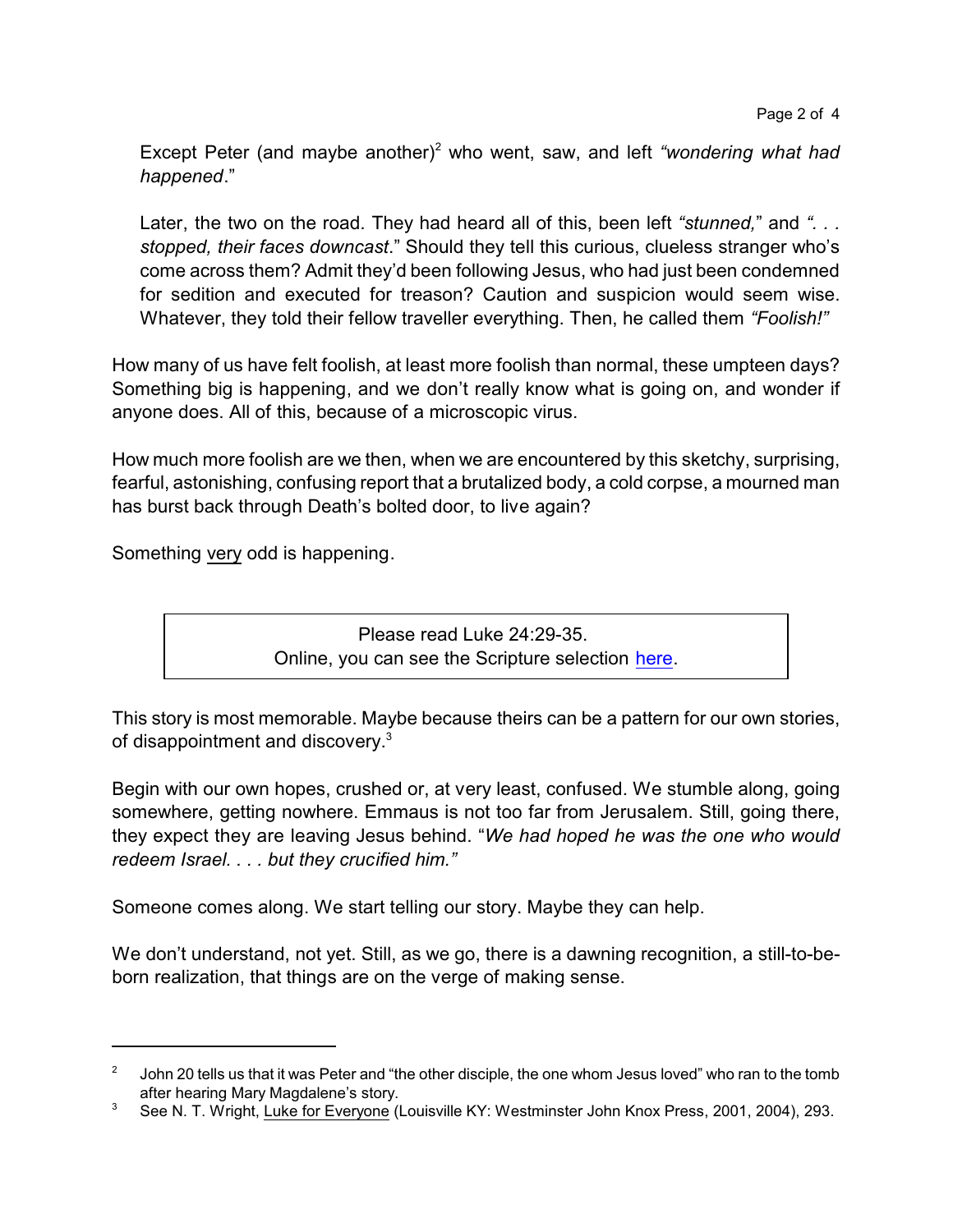Except Peter (and maybe another)[2] who went, saw, and left *"wondering what had happened*."

Later, the two on the road. They had heard all of this, been left *"stunned,"* and *". . . stopped, their faces downcast*." Should they tell this curious, clueless stranger who's come across them? Admit they'd been following Jesus, who had just been condemned for sedition and executed for treason? Caution and suspicion would seem wise. Whatever, they told their fellow traveller everything. Then, he called them *"Foolish!"*

How many of us have felt foolish, at least more foolish than normal, these umpteen days? Something big is happening, and we don't really know what is going on, and wonder if anyone does. All of this, because of a microscopic virus.

How much more foolish are we then, when we are encountered by this sketchy, surprising, fearful, astonishing, confusing report that a brutalized body, a cold corpse, a mourned man has burst back through Death's bolted door, to live again?

Something <u>very</u> odd is happening.

> Please read Luke 24:29-35.
> Online, you can see the Scripture selection [here]().

This story is most memorable. Maybe because theirs can be a pattern for our own stories, of disappointment and discovery.[3]

Begin with our own hopes, crushed or, at very least, confused. We stumble along, going somewhere, getting nowhere. Emmaus is not too far from Jerusalem. Still, going there, they expect they are leaving Jesus behind. "*We had hoped he was the one who would redeem Israel. . . . but they crucified him."*

Someone comes along. We start telling our story. Maybe they can help.

We don't understand, not yet. Still, as we go, there is a dawning recognition, a still-to-be-born realization, that things are on the verge of making sense.

---

[2] John 20 tells us that it was Peter and "the other disciple, the one whom Jesus loved" who ran to the tomb after hearing Mary Magdalene's story.

[3] See N. T. Wright, <u>Luke for Everyone</u> (Louisville KY: Westminster John Knox Press, 2001, 2004), 293.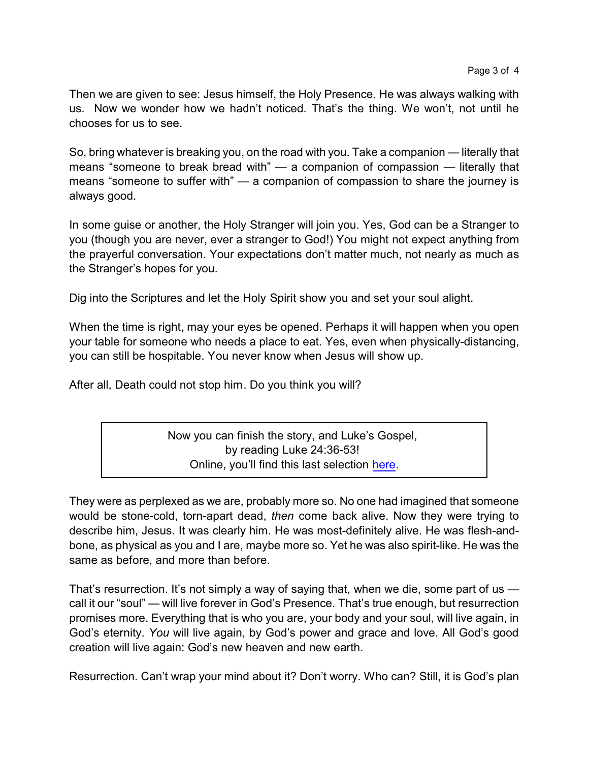Then we are given to see: Jesus himself, the Holy Presence. He was always walking with us. Now we wonder how we hadn't noticed. That's the thing. We won't, not until he chooses for us to see.

So, bring whatever is breaking you, on the road with you. Take a companion — literally that means "someone to break bread with" — a companion of compassion — literally that means "someone to suffer with" — a companion of compassion to share the journey is always good.

In some guise or another, the Holy Stranger will join you. Yes, God can be a Stranger to you (though you are never, ever a stranger to God!) You might not expect anything from the prayerful conversation. Your expectations don't matter much, not nearly as much as the Stranger's hopes for you.

Dig into the Scriptures and let the Holy Spirit show you and set your soul alight.

When the time is right, may your eyes be opened. Perhaps it will happen when you open your table for someone who needs a place to eat. Yes, even when physically-distancing, you can still be hospitable. You never know when Jesus will show up.

After all, Death could not stop him. Do you think you will?

> Now you can finish the story, and Luke's Gospel,
> by reading Luke 24:36-53!
> Online, you'll find this last selection here.

They were as perplexed as we are, probably more so. No one had imagined that someone would be stone-cold, torn-apart dead, *then* come back alive. Now they were trying to describe him, Jesus. It was clearly him. He was most-definitely alive. He was flesh-and-bone, as physical as you and I are, maybe more so. Yet he was also spirit-like. He was the same as before, and more than before.

That's resurrection. It's not simply a way of saying that, when we die, some part of us — call it our "soul" — will live forever in God's Presence. That's true enough, but resurrection promises more. Everything that is who you are, your body and your soul, will live again, in God's eternity. *You* will live again, by God's power and grace and love. All God's good creation will live again: God's new heaven and new earth.

Resurrection. Can't wrap your mind about it? Don't worry. Who can? Still, it is God's plan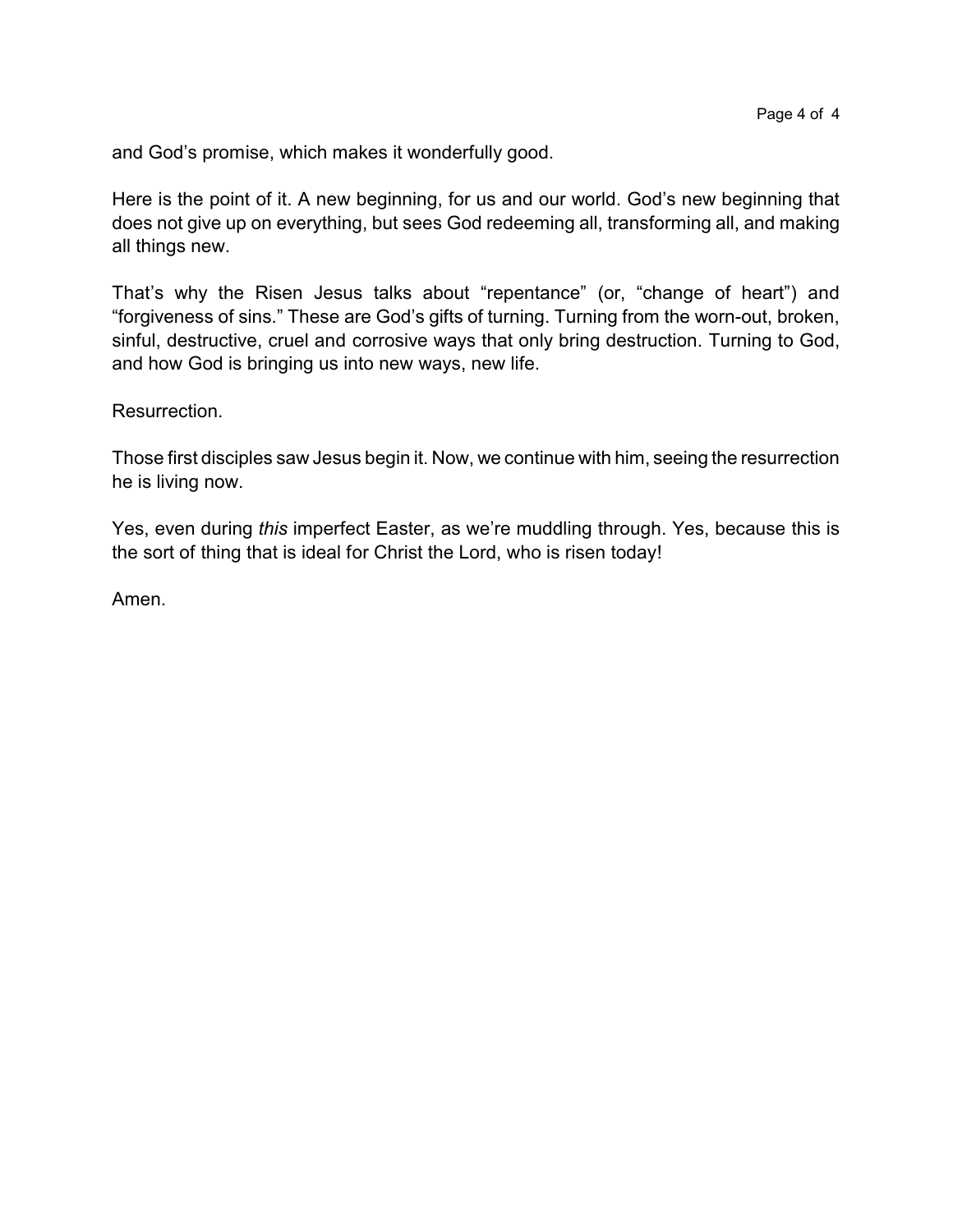and God's promise, which makes it wonderfully good.

Here is the point of it. A new beginning, for us and our world. God's new beginning that does not give up on everything, but sees God redeeming all, transforming all, and making all things new.

That's why the Risen Jesus talks about "repentance" (or, "change of heart") and "forgiveness of sins." These are God's gifts of turning. Turning from the worn-out, broken, sinful, destructive, cruel and corrosive ways that only bring destruction. Turning to God, and how God is bringing us into new ways, new life.

Resurrection.

Those first disciples saw Jesus begin it. Now, we continue with him, seeing the resurrection he is living now.

Yes, even during *this* imperfect Easter, as we're muddling through. Yes, because this is the sort of thing that is ideal for Christ the Lord, who is risen today!

Amen.